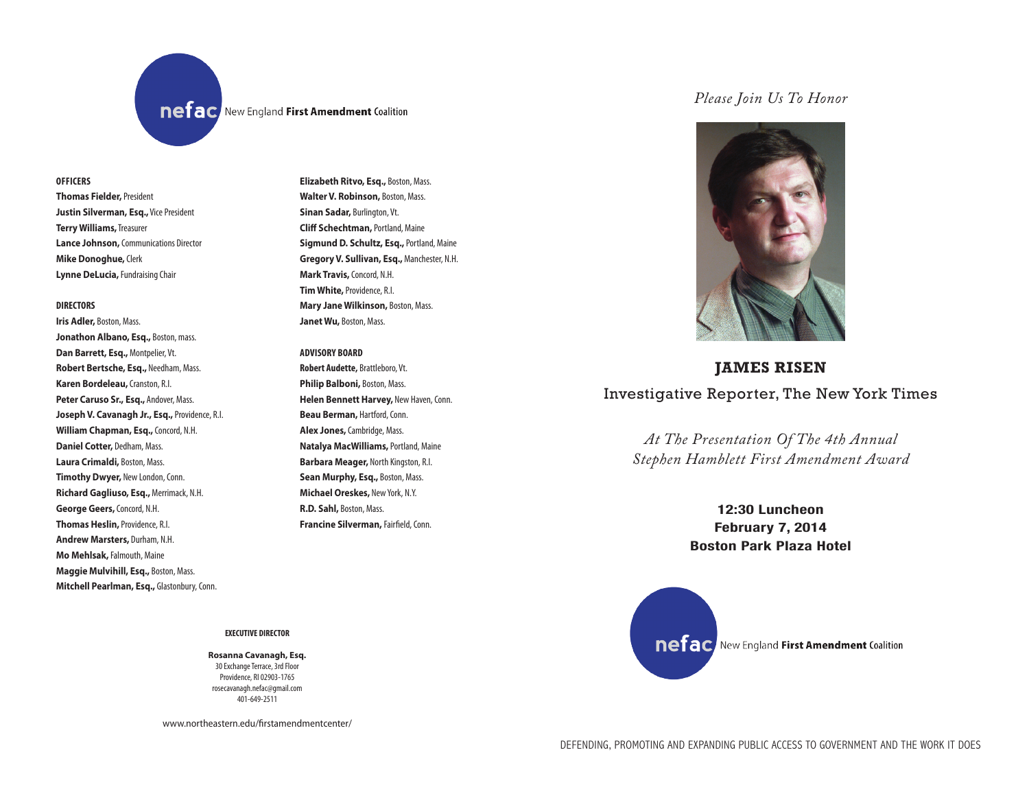**nefac** New England **First Amendment** Coalition

### OFFICERS

**Thomas Fielder,** President
**Justin Silverman, Esq.,** Vice President
**Terry Williams,** Treasurer
**Lance Johnson,** Communications Director
**Mike Donoghue,** Clerk
**Lynne DeLucia,** Fundraising Chair

### DIRECTORS

**Iris Adler,** Boston, Mass.
**Jonathon Albano, Esq.,** Boston, mass.
**Dan Barrett, Esq.,** Montpelier, Vt.
**Robert Bertsche, Esq.,** Needham, Mass.
**Karen Bordeleau,** Cranston, R.I.
**Peter Caruso Sr., Esq.,** Andover, Mass.
**Joseph V. Cavanagh Jr., Esq.,** Providence, R.I.
**William Chapman, Esq.,** Concord, N.H.
**Daniel Cotter,** Dedham, Mass.
**Laura Crimaldi,** Boston, Mass.
**Timothy Dwyer,** New London, Conn.
**Richard Gagliuso, Esq.,** Merrimack, N.H.
**George Geers,** Concord, N.H.
**Thomas Heslin,** Providence, R.I.
**Andrew Marsters,** Durham, N.H.
**Mo Mehlsak,** Falmouth, Maine
**Maggie Mulvihill, Esq.,** Boston, Mass.
**Mitchell Pearlman, Esq.,** Glastonbury, Conn.
**Elizabeth Ritvo, Esq.,** Boston, Mass.
**Walter V. Robinson,** Boston, Mass.
**Sinan Sadar,** Burlington, Vt.
**Cliff Schechtman,** Portland, Maine
**Sigmund D. Schultz, Esq.,** Portland, Maine
**Gregory V. Sullivan, Esq.,** Manchester, N.H.
**Mark Travis,** Concord, N.H.
**Tim White,** Providence, R.I.
**Mary Jane Wilkinson,** Boston, Mass.
**Janet Wu,** Boston, Mass.

### ADVISORY BOARD

**Robert Audette,** Brattleboro, Vt.
**Philip Balboni,** Boston, Mass.
**Helen Bennett Harvey,** New Haven, Conn.
**Beau Berman,** Hartford, Conn.
**Alex Jones,** Cambridge, Mass.
**Natalya MacWilliams,** Portland, Maine
**Barbara Meager,** North Kingston, R.I.
**Sean Murphy, Esq.,** Boston, Mass.
**Michael Oreskes,** New York, N.Y.
**R.D. Sahl,** Boston, Mass.
**Francine Silverman,** Fairfield, Conn.

### EXECUTIVE DIRECTOR

**Rosanna Cavanagh, Esq.**
30 Exchange Terrace, 3rd Floor
Providence, RI 02903-1765
rosecavanagh.nefac@gmail.com
401-649-2511

www.northeastern.edu/firstamendmentcenter/

*Please Join Us To Honor*

# JAMES RISEN

## Investigative Reporter, The New York Times

*At The Presentation Of The 4th Annual Stephen Hamblett First Amendment Award*

**12:30 Luncheon**
**February 7, 2014**
**Boston Park Plaza Hotel**

**nefac** New England **First Amendment** Coalition

DEFENDING, PROMOTING AND EXPANDING PUBLIC ACCESS TO GOVERNMENT AND THE WORK IT DOES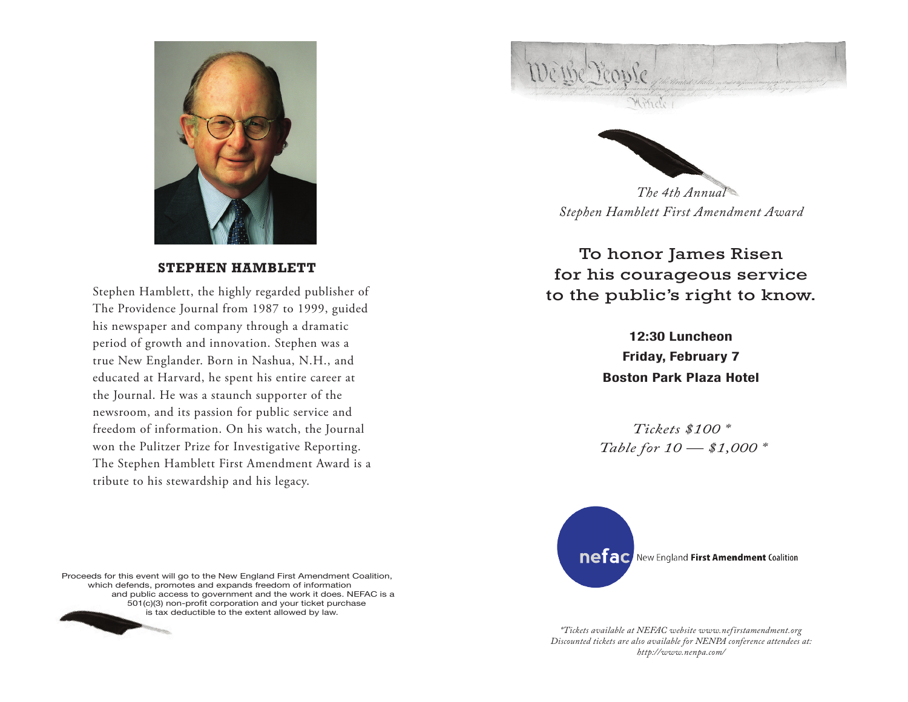## STEPHEN HAMBLETT

Stephen Hamblett, the highly regarded publisher of The Providence Journal from 1987 to 1999, guided his newspaper and company through a dramatic period of growth and innovation. Stephen was a true New Englander. Born in Nashua, N.H., and educated at Harvard, he spent his entire career at the Journal. He was a staunch supporter of the newsroom, and its passion for public service and freedom of information. On his watch, the Journal won the Pulitzer Prize for Investigative Reporting. The Stephen Hamblett First Amendment Award is a tribute to his stewardship and his legacy.

Proceeds for this event will go to the New England First Amendment Coalition, which defends, promotes and expands freedom of information and public access to government and the work it does. NEFAC is a 501(c)(3) non-profit corporation and your ticket purchase is tax deductible to the extent allowed by law.

We the People

*The 4th Annual*
*Stephen Hamblett First Amendment Award*

## To honor James Risen for his courageous service to the public's right to know.

**12:30 Luncheon**
**Friday, February 7**
**Boston Park Plaza Hotel**

*Tickets $100 **
*Table for 10 — $1,000 **

nefac New England **First Amendment** Coalition

*\*Tickets available at NEFAC website www.nefirstamendment.org*
*Discounted tickets are also available for NENPA conference attendees at: http://www.nenpa.com/*